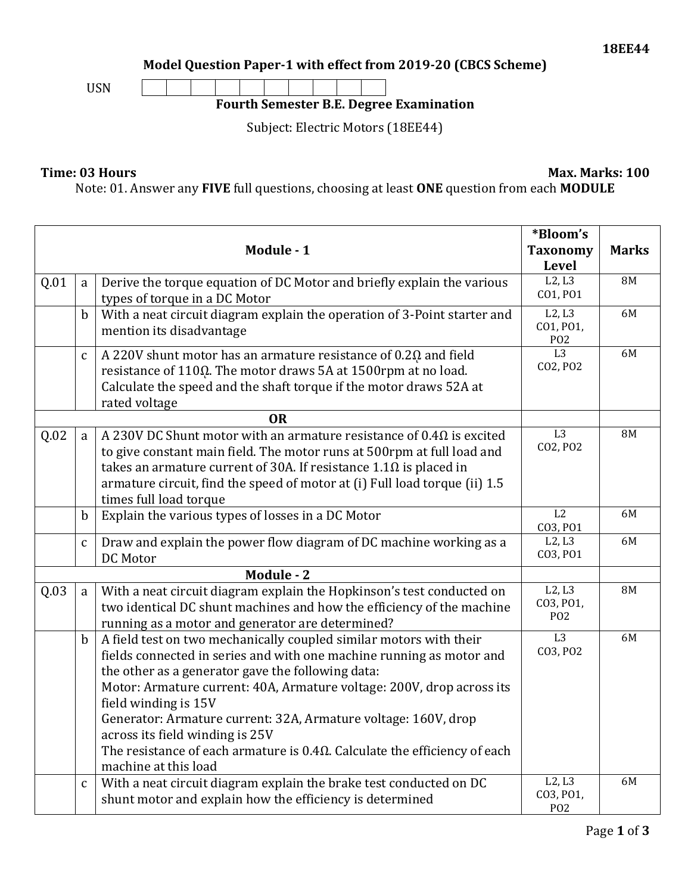18EE44

## Model Question Paper-1 with effect from 2019-20 (CBCS Scheme)

USN

### Fourth Semester B.E. Degree Examination

Subject: Electric Motors (18EE44)

**Time: 03 Hours** **Max. Marks: 100**

Note: 01. Answer any **FIVE** full questions, choosing at least **ONE** question from each **MODULE**

| | | **Module - 1** | ***Bloom's Taxonomy Level** | **Marks** |
|---|---|---|---|---|
| Q.01 | a | Derive the torque equation of DC Motor and briefly explain the various types of torque in a DC Motor | L2, L3 CO1, PO1 | 8M |
| | b | With a neat circuit diagram explain the operation of 3-Point starter and mention its disadvantage | L2, L3 CO1, PO1, PO2 | 6M |
| | c | A 220V shunt motor has an armature resistance of 0.2Ω and field resistance of 110Ω. The motor draws 5A at 1500rpm at no load. Calculate the speed and the shaft torque if the motor draws 52A at rated voltage | L3 CO2, PO2 | 6M |
| | | **OR** | | |
| Q.02 | a | A 230V DC Shunt motor with an armature resistance of 0.4Ω is excited to give constant main field. The motor runs at 500rpm at full load and takes an armature current of 30A. If resistance 1.1Ω is placed in armature circuit, find the speed of motor at (i) Full load torque (ii) 1.5 times full load torque | L3 CO2, PO2 | 8M |
| | b | Explain the various types of losses in a DC Motor | L2 CO3, PO1 | 6M |
| | c | Draw and explain the power flow diagram of DC machine working as a DC Motor | L2, L3 CO3, PO1 | 6M |
| | | **Module - 2** | | |
| Q.03 | a | With a neat circuit diagram explain the Hopkinson's test conducted on two identical DC shunt machines and how the efficiency of the machine running as a motor and generator are determined? | L2, L3 CO3, PO1, PO2 | 8M |
| | b | A field test on two mechanically coupled similar motors with their fields connected in series and with one machine running as motor and the other as a generator gave the following data: Motor: Armature current: 40A, Armature voltage: 200V, drop across its field winding is 15V Generator: Armature current: 32A, Armature voltage: 160V, drop across its field winding is 25V The resistance of each armature is 0.4Ω. Calculate the efficiency of each machine at this load | L3 CO3, PO2 | 6M |
| | c | With a neat circuit diagram explain the brake test conducted on DC shunt motor and explain how the efficiency is determined | L2, L3 CO3, PO1, PO2 | 6M |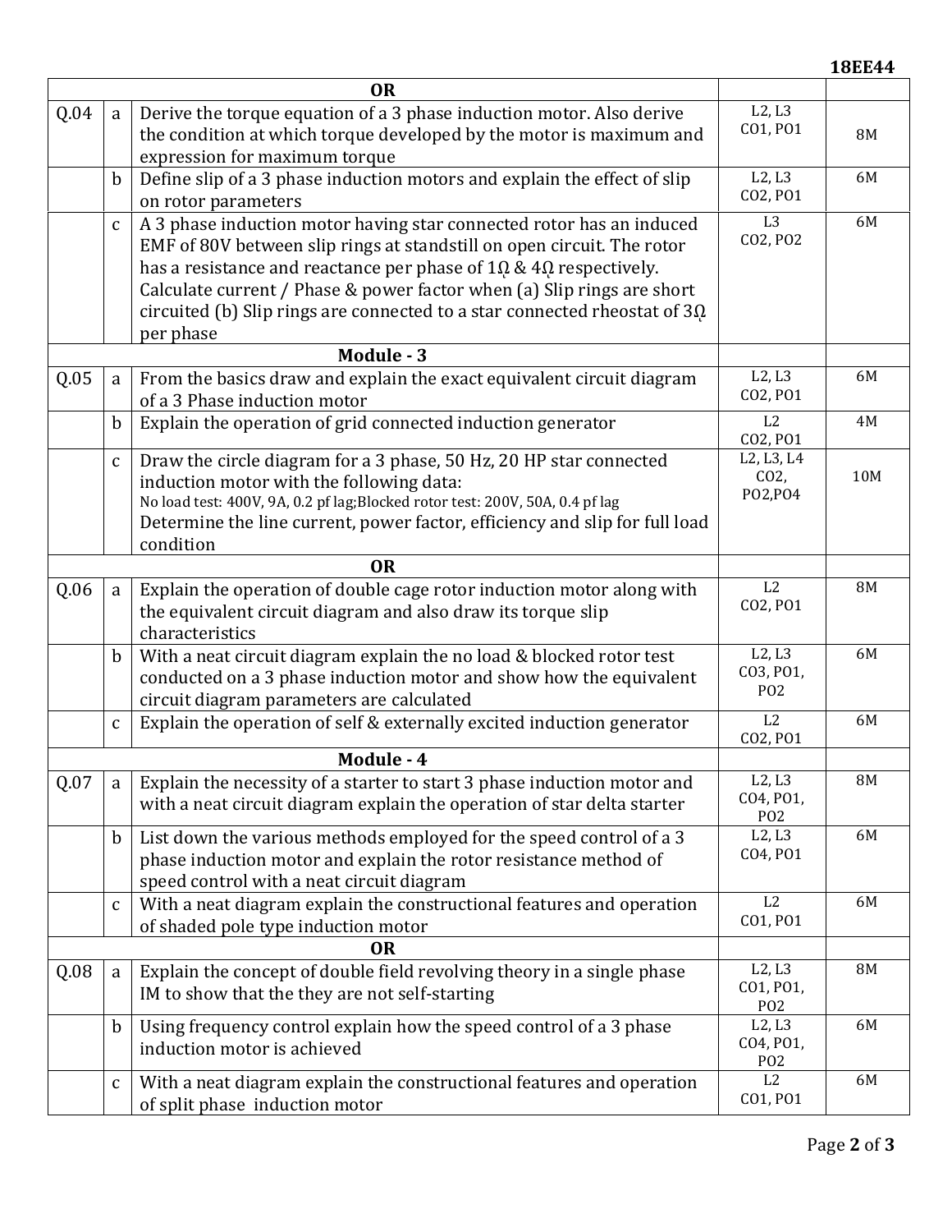| | | | | |
|---|---|---|---|---|
| | | **OR** | | |
| Q.04 | a | Derive the torque equation of a 3 phase induction motor. Also derive the condition at which torque developed by the motor is maximum and expression for maximum torque | L2, L3 CO1, PO1 | 8M |
| | b | Define slip of a 3 phase induction motors and explain the effect of slip on rotor parameters | L2, L3 CO2, PO1 | 6M |
| | c | A 3 phase induction motor having star connected rotor has an induced EMF of 80V between slip rings at standstill on open circuit. The rotor has a resistance and reactance per phase of 1Ω & 4Ω respectively. Calculate current / Phase & power factor when (a) Slip rings are short circuited (b) Slip rings are connected to a star connected rheostat of 3Ω per phase | L3 CO2, PO2 | 6M |
| | | **Module - 3** | | |
| Q.05 | a | From the basics draw and explain the exact equivalent circuit diagram of a 3 Phase induction motor | L2, L3 CO2, PO1 | 6M |
| | b | Explain the operation of grid connected induction generator | L2 CO2, PO1 | 4M |
| | c | Draw the circle diagram for a 3 phase, 50 Hz, 20 HP star connected induction motor with the following data: No load test: 400V, 9A, 0.2 pf lag;Blocked rotor test: 200V, 50A, 0.4 pf lag Determine the line current, power factor, efficiency and slip for full load condition | L2, L3, L4 CO2, PO2,PO4 | 10M |
| | | **OR** | | |
| Q.06 | a | Explain the operation of double cage rotor induction motor along with the equivalent circuit diagram and also draw its torque slip characteristics | L2 CO2, PO1 | 8M |
| | b | With a neat circuit diagram explain the no load & blocked rotor test conducted on a 3 phase induction motor and show how the equivalent circuit diagram parameters are calculated | L2, L3 CO3, PO1, PO2 | 6M |
| | c | Explain the operation of self & externally excited induction generator | L2 CO2, PO1 | 6M |
| | | **Module - 4** | | |
| Q.07 | a | Explain the necessity of a starter to start 3 phase induction motor and with a neat circuit diagram explain the operation of star delta starter | L2, L3 CO4, PO1, PO2 | 8M |
| | b | List down the various methods employed for the speed control of a 3 phase induction motor and explain the rotor resistance method of speed control with a neat circuit diagram | L2, L3 CO4, PO1 | 6M |
| | c | With a neat diagram explain the constructional features and operation of shaded pole type induction motor | L2 CO1, PO1 | 6M |
| | | **OR** | | |
| Q.08 | a | Explain the concept of double field revolving theory in a single phase IM to show that the they are not self-starting | L2, L3 CO1, PO1, PO2 | 8M |
| | b | Using frequency control explain how the speed control of a 3 phase induction motor is achieved | L2, L3 CO4, PO1, PO2 | 6M |
| | c | With a neat diagram explain the constructional features and operation of split phase induction motor | L2 CO1, PO1 | 6M |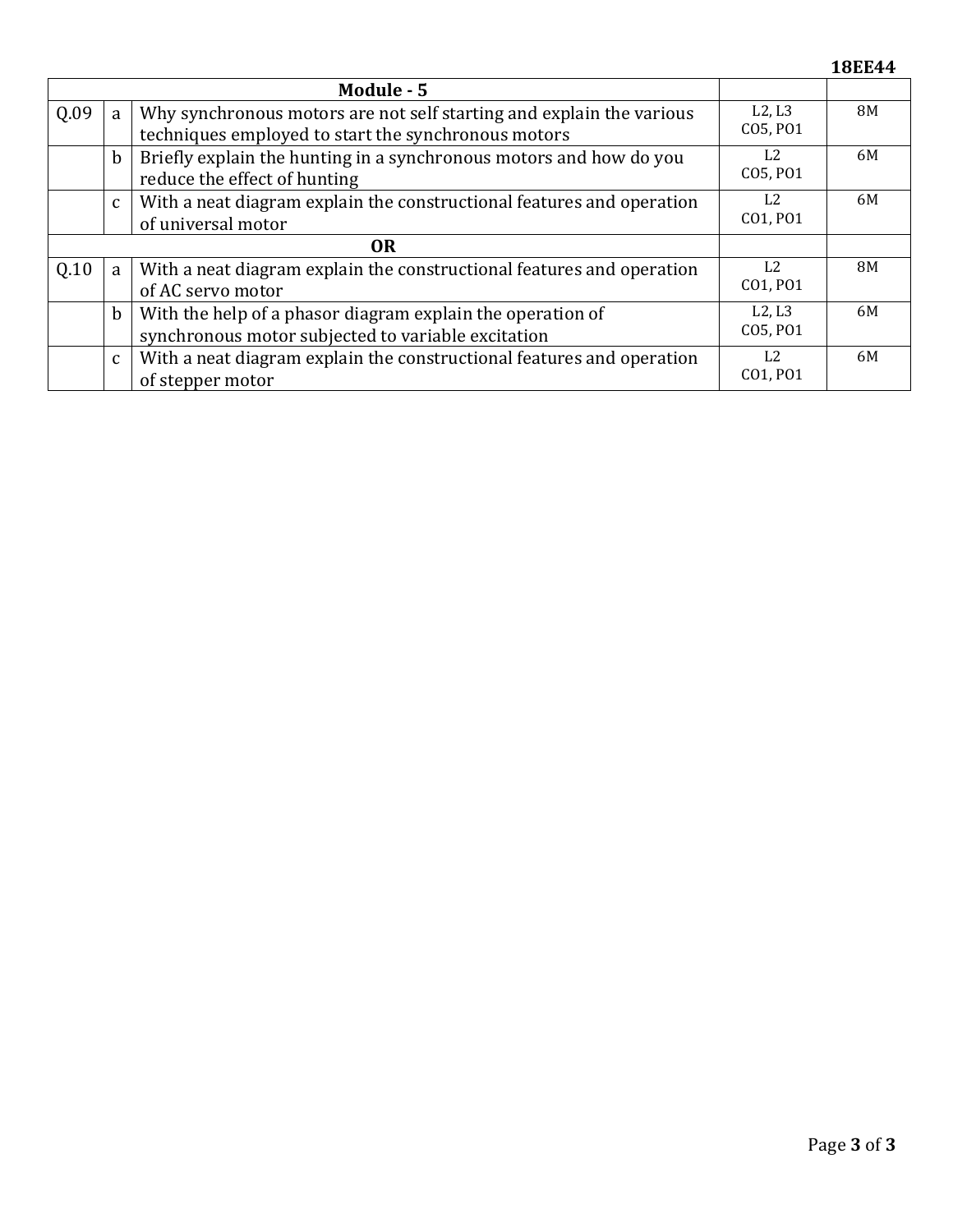| | | | | |
|---|---|---|---|---|
| **Module - 5** | | | | |
| Q.09 | a | Why synchronous motors are not self starting and explain the various techniques employed to start the synchronous motors | L2, L3<br>CO5, PO1 | 8M |
| | b | Briefly explain the hunting in a synchronous motors and how do you reduce the effect of hunting | L2<br>CO5, PO1 | 6M |
| | c | With a neat diagram explain the constructional features and operation of universal motor | L2<br>CO1, PO1 | 6M |
| **OR** | | | | |
| Q.10 | a | With a neat diagram explain the constructional features and operation of AC servo motor | L2<br>CO1, PO1 | 8M |
| | b | With the help of a phasor diagram explain the operation of synchronous motor subjected to variable excitation | L2, L3<br>CO5, PO1 | 6M |
| | c | With a neat diagram explain the constructional features and operation of stepper motor | L2<br>CO1, PO1 | 6M |